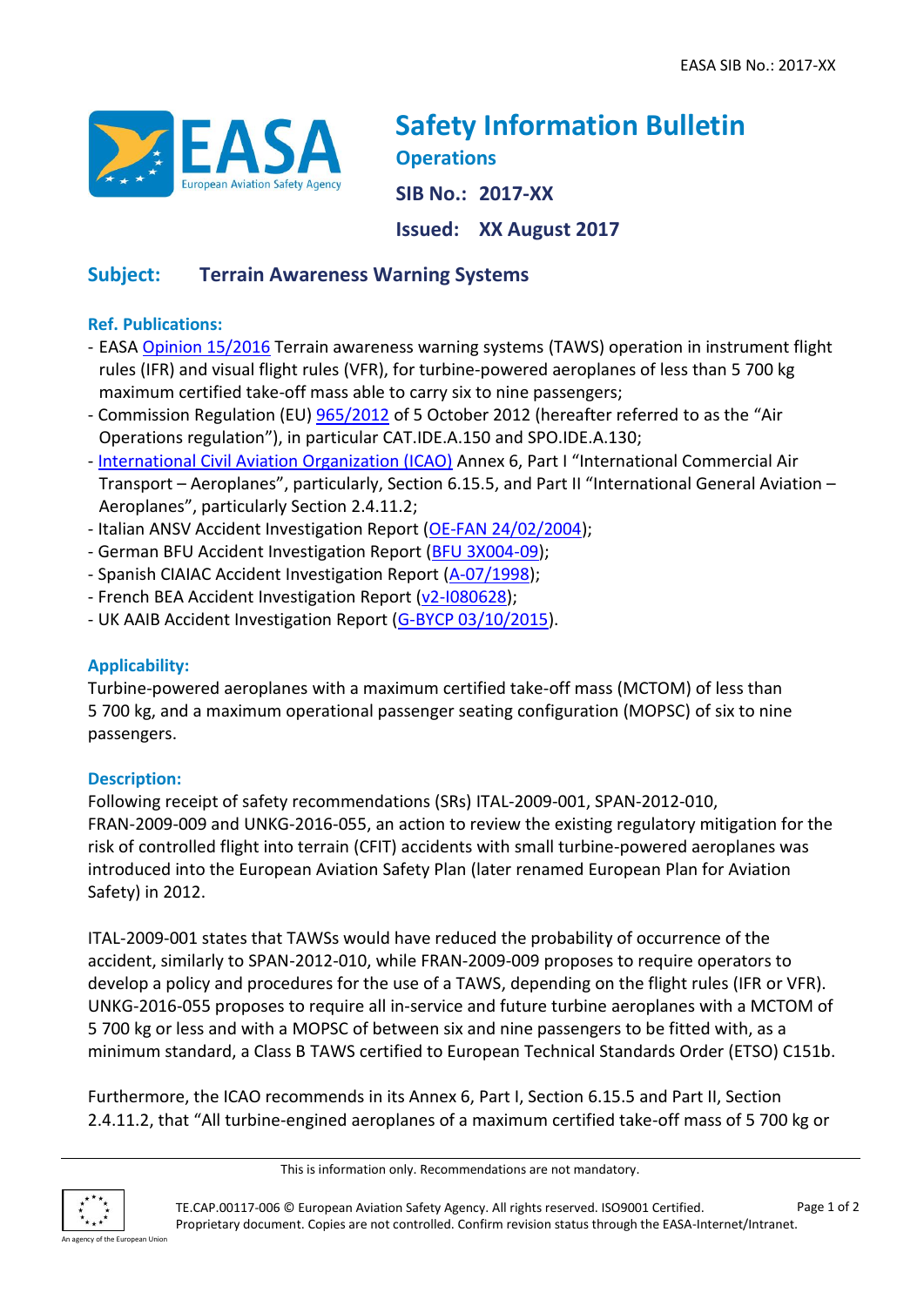# Safety Information Bulletin

**Operations**

**SIB No.: 2017-XX**

**Issued: XX August 2017**

## Subject: Terrain Awareness Warning Systems

**Ref. Publications:**

- EASA Opinion 15/2016 Terrain awareness warning systems (TAWS) operation in instrument flight rules (IFR) and visual flight rules (VFR), for turbine-powered aeroplanes of less than 5 700 kg maximum certified take-off mass able to carry six to nine passengers;
- Commission Regulation (EU) 965/2012 of 5 October 2012 (hereafter referred to as the "Air Operations regulation"), in particular CAT.IDE.A.150 and SPO.IDE.A.130;
- International Civil Aviation Organization (ICAO) Annex 6, Part I "International Commercial Air Transport – Aeroplanes", particularly, Section 6.15.5, and Part II "International General Aviation – Aeroplanes", particularly Section 2.4.11.2;
- Italian ANSV Accident Investigation Report (OE-FAN 24/02/2004);
- German BFU Accident Investigation Report (BFU 3X004-09);
- Spanish CIAIAC Accident Investigation Report (A-07/1998);
- French BEA Accident Investigation Report (v2-l080628);
- UK AAIB Accident Investigation Report (G-BYCP 03/10/2015).

**Applicability:**

Turbine-powered aeroplanes with a maximum certified take-off mass (MCTOM) of less than 5 700 kg, and a maximum operational passenger seating configuration (MOPSC) of six to nine passengers.

**Description:**

Following receipt of safety recommendations (SRs) ITAL-2009-001, SPAN-2012-010, FRAN-2009-009 and UNKG-2016-055, an action to review the existing regulatory mitigation for the risk of controlled flight into terrain (CFIT) accidents with small turbine-powered aeroplanes was introduced into the European Aviation Safety Plan (later renamed European Plan for Aviation Safety) in 2012.

ITAL-2009-001 states that TAWSs would have reduced the probability of occurrence of the accident, similarly to SPAN-2012-010, while FRAN-2009-009 proposes to require operators to develop a policy and procedures for the use of a TAWS, depending on the flight rules (IFR or VFR). UNKG-2016-055 proposes to require all in-service and future turbine aeroplanes with a MCTOM of 5 700 kg or less and with a MOPSC of between six and nine passengers to be fitted with, as a minimum standard, a Class B TAWS certified to European Technical Standards Order (ETSO) C151b.

Furthermore, the ICAO recommends in its Annex 6, Part I, Section 6.15.5 and Part II, Section 2.4.11.2, that "All turbine-engined aeroplanes of a maximum certified take-off mass of 5 700 kg or

This is information only. Recommendations are not mandatory.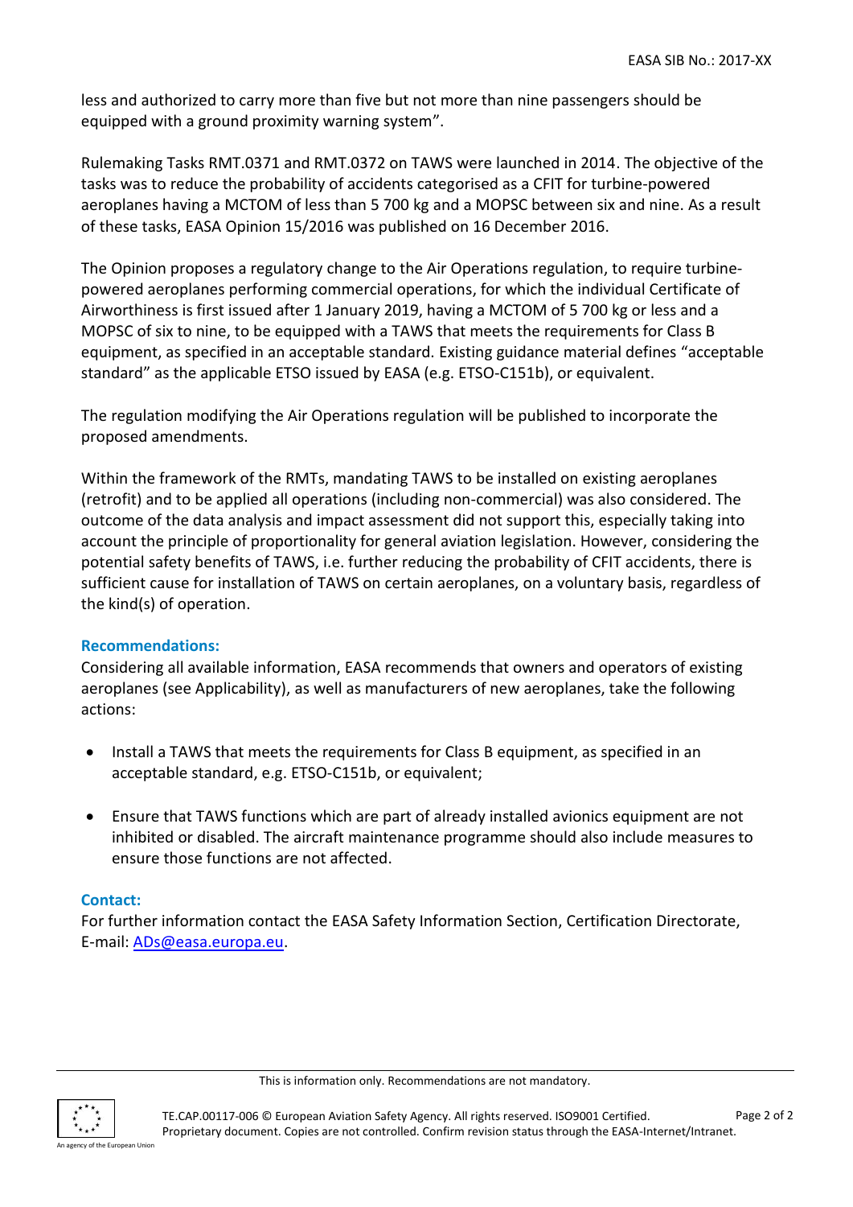less and authorized to carry more than five but not more than nine passengers should be equipped with a ground proximity warning system".

Rulemaking Tasks RMT.0371 and RMT.0372 on TAWS were launched in 2014. The objective of the tasks was to reduce the probability of accidents categorised as a CFIT for turbine-powered aeroplanes having a MCTOM of less than 5 700 kg and a MOPSC between six and nine. As a result of these tasks, EASA Opinion 15/2016 was published on 16 December 2016.

The Opinion proposes a regulatory change to the Air Operations regulation, to require turbine-powered aeroplanes performing commercial operations, for which the individual Certificate of Airworthiness is first issued after 1 January 2019, having a MCTOM of 5 700 kg or less and a MOPSC of six to nine, to be equipped with a TAWS that meets the requirements for Class B equipment, as specified in an acceptable standard. Existing guidance material defines "acceptable standard" as the applicable ETSO issued by EASA (e.g. ETSO-C151b), or equivalent.

The regulation modifying the Air Operations regulation will be published to incorporate the proposed amendments.

Within the framework of the RMTs, mandating TAWS to be installed on existing aeroplanes (retrofit) and to be applied all operations (including non-commercial) was also considered. The outcome of the data analysis and impact assessment did not support this, especially taking into account the principle of proportionality for general aviation legislation. However, considering the potential safety benefits of TAWS, i.e. further reducing the probability of CFIT accidents, there is sufficient cause for installation of TAWS on certain aeroplanes, on a voluntary basis, regardless of the kind(s) of operation.

**Recommendations:**

Considering all available information, EASA recommends that owners and operators of existing aeroplanes (see Applicability), as well as manufacturers of new aeroplanes, take the following actions:

- Install a TAWS that meets the requirements for Class B equipment, as specified in an acceptable standard, e.g. ETSO-C151b, or equivalent;

- Ensure that TAWS functions which are part of already installed avionics equipment are not inhibited or disabled. The aircraft maintenance programme should also include measures to ensure those functions are not affected.

**Contact:**

For further information contact the EASA Safety Information Section, Certification Directorate, E-mail: ADs@easa.europa.eu.

This is information only. Recommendations are not mandatory.